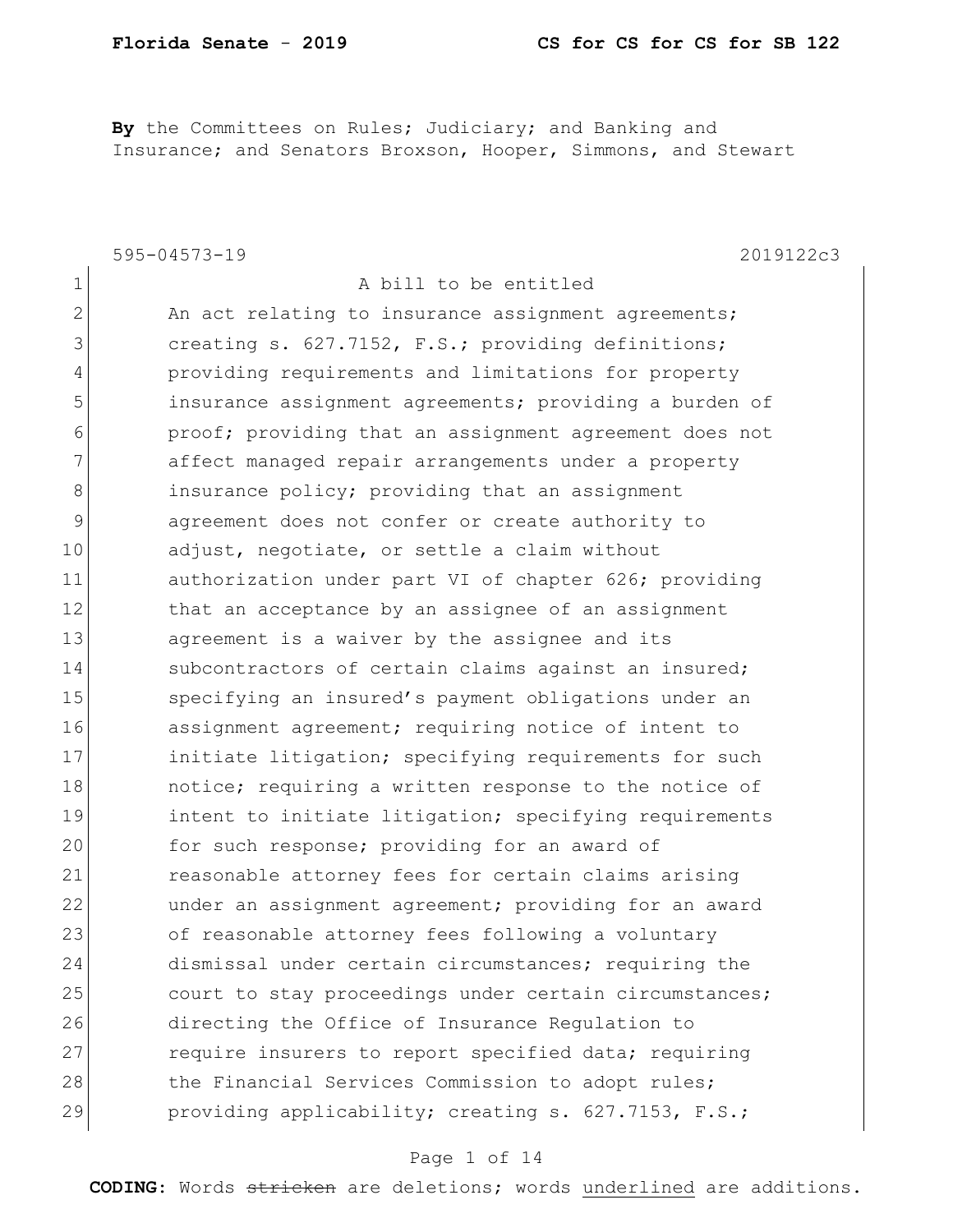**Florida Senate - 2019** **CS for CS for CS for SB 122**

**By** the Committees on Rules; Judiciary; and Banking and Insurance; and Senators Broxson, Hooper, Simmons, and Stewart

595-04573-19 2019122c3

1 A bill to be entitled
2 An act relating to insurance assignment agreements;
3 creating s. 627.7152, F.S.; providing definitions;
4 providing requirements and limitations for property
5 insurance assignment agreements; providing a burden of
6 proof; providing that an assignment agreement does not
7 affect managed repair arrangements under a property
8 insurance policy; providing that an assignment
9 agreement does not confer or create authority to
10 adjust, negotiate, or settle a claim without
11 authorization under part VI of chapter 626; providing
12 that an acceptance by an assignee of an assignment
13 agreement is a waiver by the assignee and its
14 subcontractors of certain claims against an insured;
15 specifying an insured's payment obligations under an
16 assignment agreement; requiring notice of intent to
17 initiate litigation; specifying requirements for such
18 notice; requiring a written response to the notice of
19 intent to initiate litigation; specifying requirements
20 for such response; providing for an award of
21 reasonable attorney fees for certain claims arising
22 under an assignment agreement; providing for an award
23 of reasonable attorney fees following a voluntary
24 dismissal under certain circumstances; requiring the
25 court to stay proceedings under certain circumstances;
26 directing the Office of Insurance Regulation to
27 require insurers to report specified data; requiring
28 the Financial Services Commission to adopt rules;
29 providing applicability; creating s. 627.7153, F.S.;

**CODING:** Words ~~stricken~~ are deletions; words underlined are additions.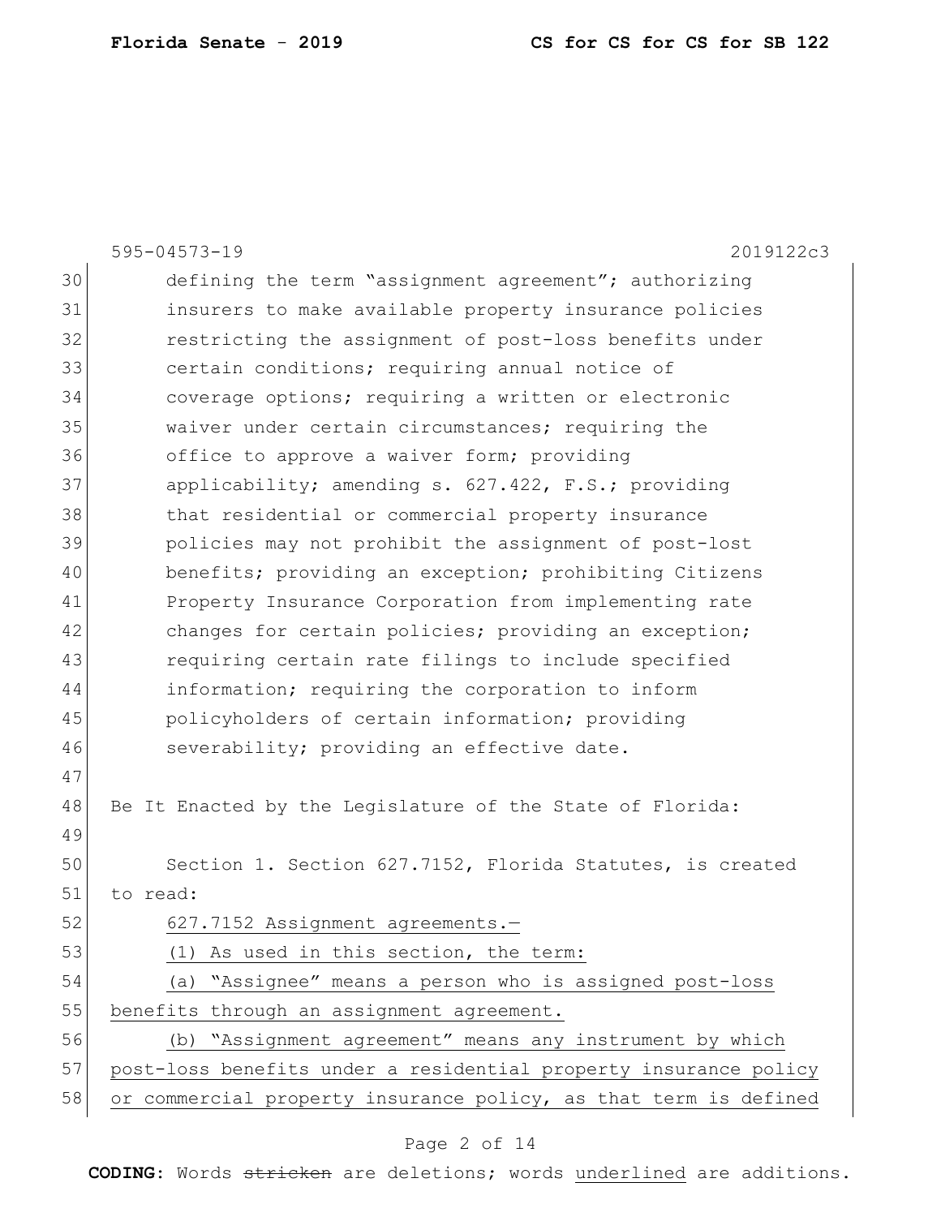defining the term "assignment agreement"; authorizing insurers to make available property insurance policies restricting the assignment of post-loss benefits under certain conditions; requiring annual notice of coverage options; requiring a written or electronic waiver under certain circumstances; requiring the office to approve a waiver form; providing applicability; amending s. 627.422, F.S.; providing that residential or commercial property insurance policies may not prohibit the assignment of post-lost benefits; providing an exception; prohibiting Citizens Property Insurance Corporation from implementing rate changes for certain policies; providing an exception; requiring certain rate filings to include specified information; requiring the corporation to inform policyholders of certain information; providing severability; providing an effective date.

Be It Enacted by the Legislature of the State of Florida:

Section 1. Section 627.7152, Florida Statutes, is created to read:

<u>627.7152 Assignment agreements.—</u>

<u>(1) As used in this section, the term:</u>

<u>(a) "Assignee" means a person who is assigned post-loss benefits through an assignment agreement.</u>

<u>(b) "Assignment agreement" means any instrument by which post-loss benefits under a residential property insurance policy or commercial property insurance policy, as that term is defined</u>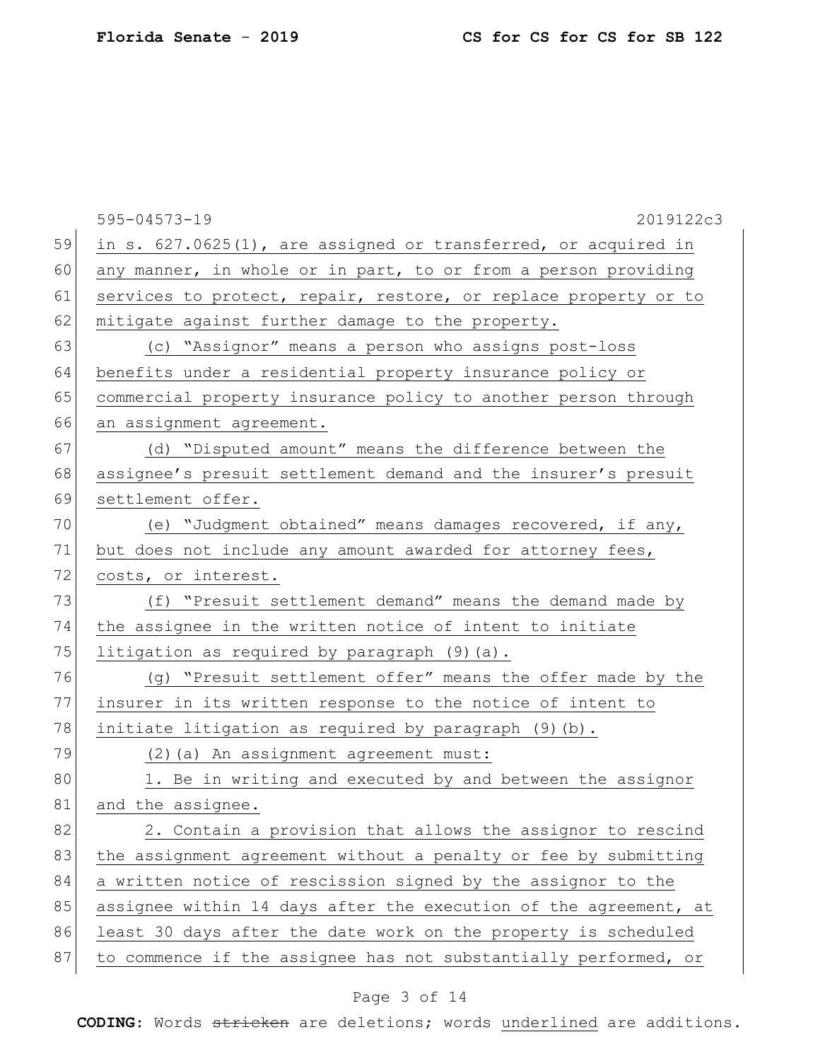in s. 627.0625(1), are assigned or transferred, or acquired in any manner, in whole or in part, to or from a person providing services to protect, repair, restore, or replace property or to mitigate against further damage to the property.

(c) "Assignor" means a person who assigns post-loss benefits under a residential property insurance policy or commercial property insurance policy to another person through an assignment agreement.

(d) "Disputed amount" means the difference between the assignee's presuit settlement demand and the insurer's presuit settlement offer.

(e) "Judgment obtained" means damages recovered, if any, but does not include any amount awarded for attorney fees, costs, or interest.

(f) "Presuit settlement demand" means the demand made by the assignee in the written notice of intent to initiate litigation as required by paragraph (9)(a).

(g) "Presuit settlement offer" means the offer made by the insurer in its written response to the notice of intent to initiate litigation as required by paragraph (9)(b).

(2)(a) An assignment agreement must:

1. Be in writing and executed by and between the assignor and the assignee.

2. Contain a provision that allows the assignor to rescind the assignment agreement without a penalty or fee by submitting a written notice of rescission signed by the assignor to the assignee within 14 days after the execution of the agreement, at least 30 days after the date work on the property is scheduled to commence if the assignee has not substantially performed, or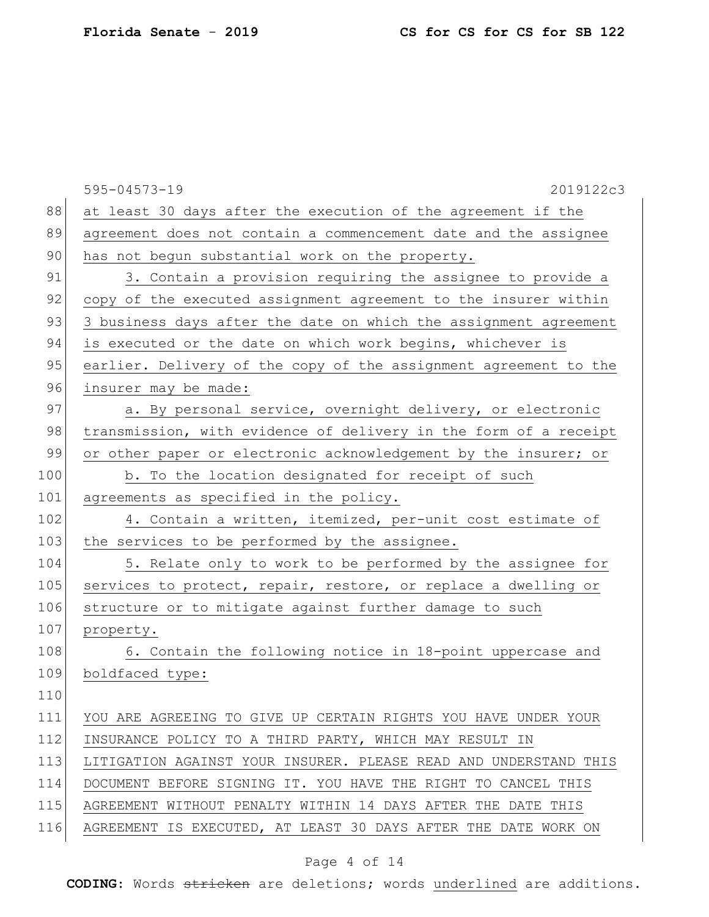at least 30 days after the execution of the agreement if the agreement does not contain a commencement date and the assignee has not begun substantial work on the property.

3. Contain a provision requiring the assignee to provide a copy of the executed assignment agreement to the insurer within 3 business days after the date on which the assignment agreement is executed or the date on which work begins, whichever is earlier. Delivery of the copy of the assignment agreement to the insurer may be made:

a. By personal service, overnight delivery, or electronic transmission, with evidence of delivery in the form of a receipt or other paper or electronic acknowledgement by the insurer; or

b. To the location designated for receipt of such agreements as specified in the policy.

4. Contain a written, itemized, per-unit cost estimate of the services to be performed by the assignee.

5. Relate only to work to be performed by the assignee for services to protect, repair, restore, or replace a dwelling or structure or to mitigate against further damage to such property.

6. Contain the following notice in 18-point uppercase and boldfaced type:

YOU ARE AGREEING TO GIVE UP CERTAIN RIGHTS YOU HAVE UNDER YOUR INSURANCE POLICY TO A THIRD PARTY, WHICH MAY RESULT IN LITIGATION AGAINST YOUR INSURER. PLEASE READ AND UNDERSTAND THIS DOCUMENT BEFORE SIGNING IT. YOU HAVE THE RIGHT TO CANCEL THIS AGREEMENT WITHOUT PENALTY WITHIN 14 DAYS AFTER THE DATE THIS AGREEMENT IS EXECUTED, AT LEAST 30 DAYS AFTER THE DATE WORK ON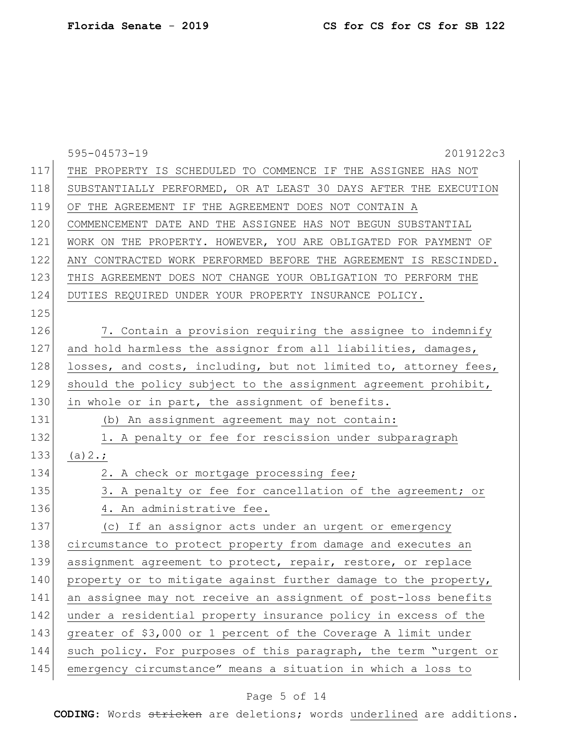THE PROPERTY IS SCHEDULED TO COMMENCE IF THE ASSIGNEE HAS NOT SUBSTANTIALLY PERFORMED, OR AT LEAST 30 DAYS AFTER THE EXECUTION OF THE AGREEMENT IF THE AGREEMENT DOES NOT CONTAIN A COMMENCEMENT DATE AND THE ASSIGNEE HAS NOT BEGUN SUBSTANTIAL WORK ON THE PROPERTY. HOWEVER, YOU ARE OBLIGATED FOR PAYMENT OF ANY CONTRACTED WORK PERFORMED BEFORE THE AGREEMENT IS RESCINDED. THIS AGREEMENT DOES NOT CHANGE YOUR OBLIGATION TO PERFORM THE DUTIES REQUIRED UNDER YOUR PROPERTY INSURANCE POLICY.

7. Contain a provision requiring the assignee to indemnify and hold harmless the assignor from all liabilities, damages, losses, and costs, including, but not limited to, attorney fees, should the policy subject to the assignment agreement prohibit, in whole or in part, the assignment of benefits.

(b) An assignment agreement may not contain:

1. A penalty or fee for rescission under subparagraph (a)2.;

2. A check or mortgage processing fee;

3. A penalty or fee for cancellation of the agreement; or

4. An administrative fee.

(c) If an assignor acts under an urgent or emergency circumstance to protect property from damage and executes an assignment agreement to protect, repair, restore, or replace property or to mitigate against further damage to the property, an assignee may not receive an assignment of post-loss benefits under a residential property insurance policy in excess of the greater of $3,000 or 1 percent of the Coverage A limit under such policy. For purposes of this paragraph, the term "urgent or emergency circumstance" means a situation in which a loss to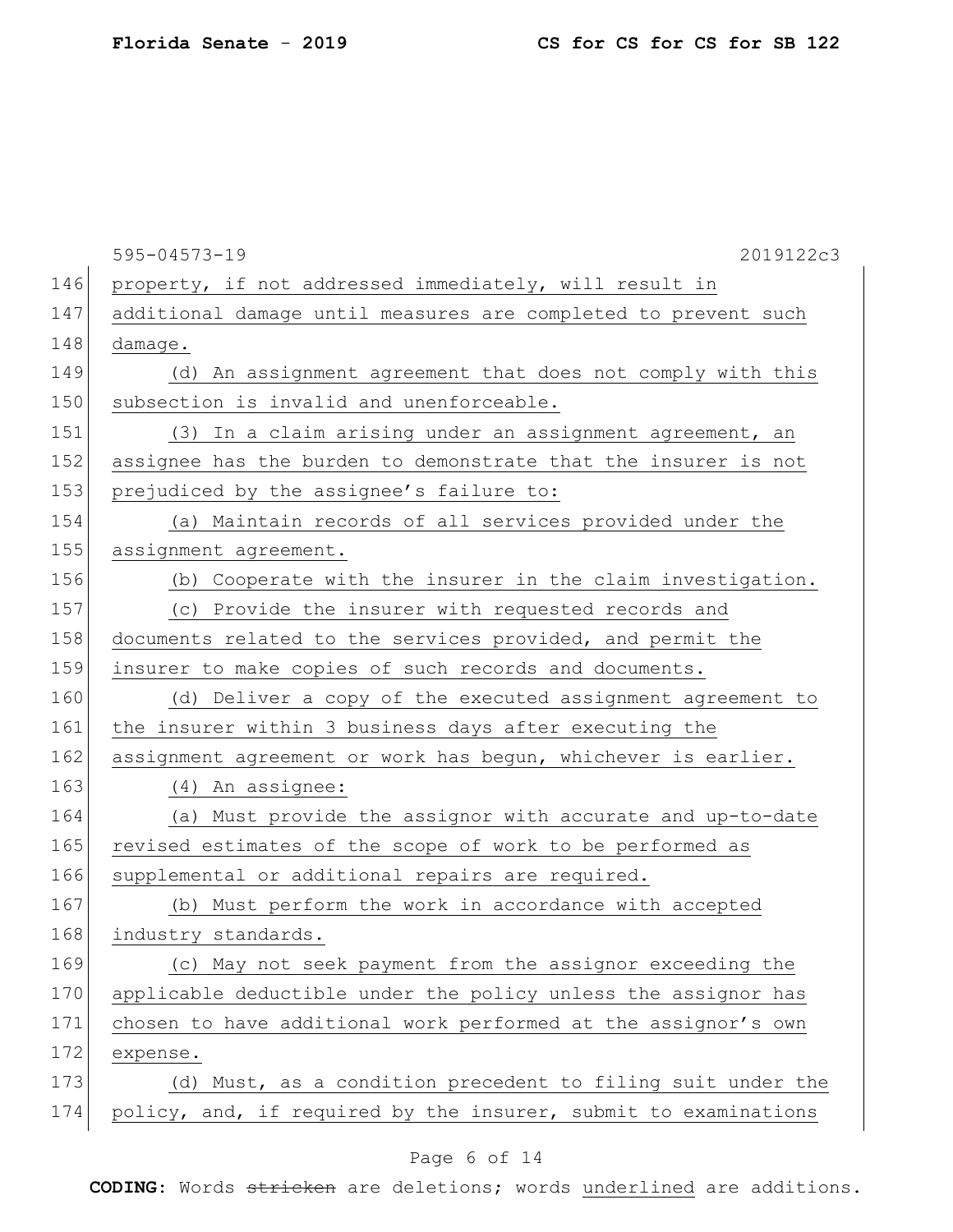property, if not addressed immediately, will result in additional damage until measures are completed to prevent such damage.

(d) An assignment agreement that does not comply with this subsection is invalid and unenforceable.

(3) In a claim arising under an assignment agreement, an assignee has the burden to demonstrate that the insurer is not prejudiced by the assignee's failure to:

(a) Maintain records of all services provided under the assignment agreement.

(b) Cooperate with the insurer in the claim investigation.

(c) Provide the insurer with requested records and documents related to the services provided, and permit the insurer to make copies of such records and documents.

(d) Deliver a copy of the executed assignment agreement to the insurer within 3 business days after executing the assignment agreement or work has begun, whichever is earlier.

(4) An assignee:

(a) Must provide the assignor with accurate and up-to-date revised estimates of the scope of work to be performed as supplemental or additional repairs are required.

(b) Must perform the work in accordance with accepted industry standards.

(c) May not seek payment from the assignor exceeding the applicable deductible under the policy unless the assignor has chosen to have additional work performed at the assignor's own expense.

(d) Must, as a condition precedent to filing suit under the policy, and, if required by the insurer, submit to examinations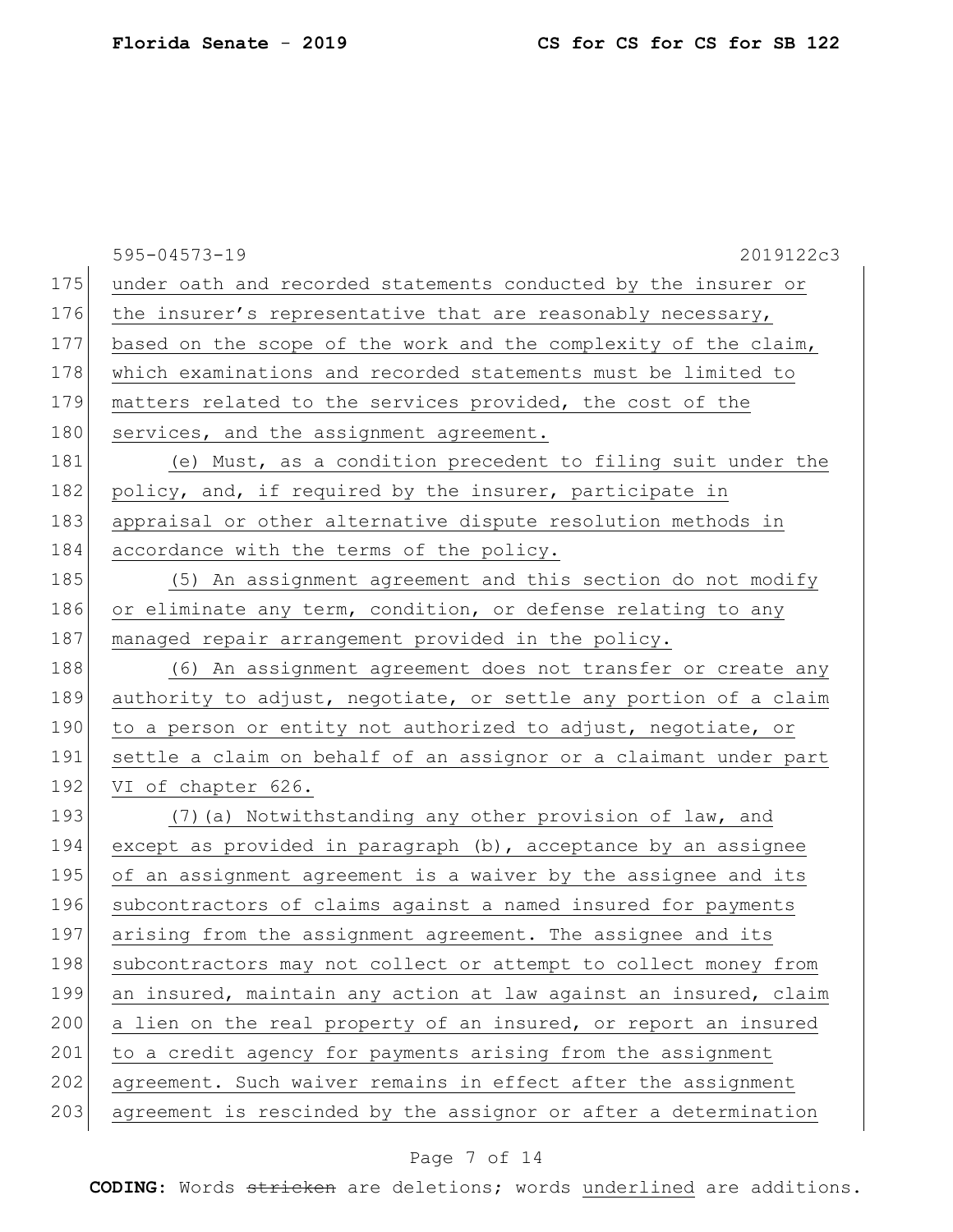under oath and recorded statements conducted by the insurer or the insurer's representative that are reasonably necessary, based on the scope of the work and the complexity of the claim, which examinations and recorded statements must be limited to matters related to the services provided, the cost of the services, and the assignment agreement.

(e) Must, as a condition precedent to filing suit under the policy, and, if required by the insurer, participate in appraisal or other alternative dispute resolution methods in accordance with the terms of the policy.

(5) An assignment agreement and this section do not modify or eliminate any term, condition, or defense relating to any managed repair arrangement provided in the policy.

(6) An assignment agreement does not transfer or create any authority to adjust, negotiate, or settle any portion of a claim to a person or entity not authorized to adjust, negotiate, or settle a claim on behalf of an assignor or a claimant under part VI of chapter 626.

(7)(a) Notwithstanding any other provision of law, and except as provided in paragraph (b), acceptance by an assignee of an assignment agreement is a waiver by the assignee and its subcontractors of claims against a named insured for payments arising from the assignment agreement. The assignee and its subcontractors may not collect or attempt to collect money from an insured, maintain any action at law against an insured, claim a lien on the real property of an insured, or report an insured to a credit agency for payments arising from the assignment agreement. Such waiver remains in effect after the assignment agreement is rescinded by the assignor or after a determination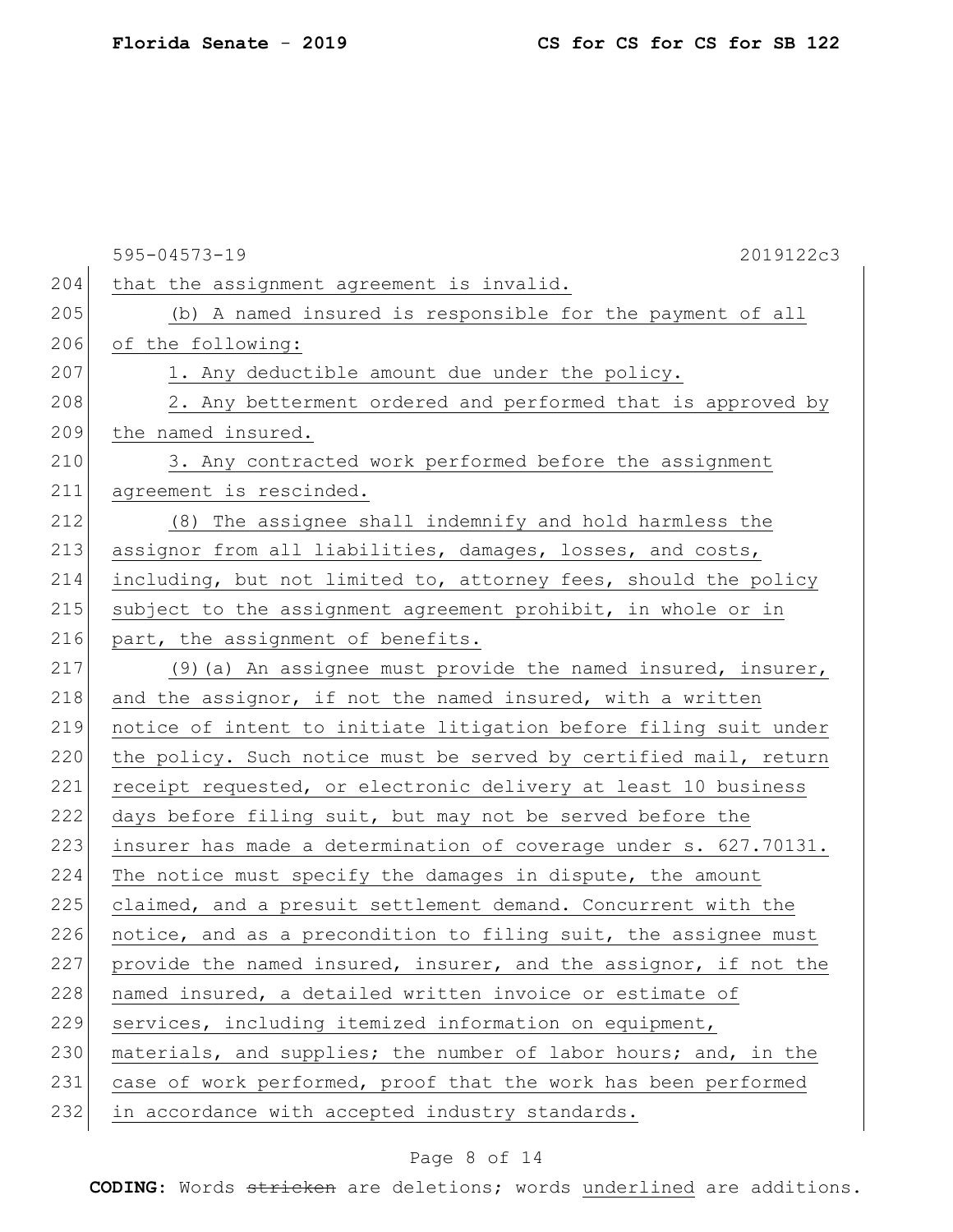that the assignment agreement is invalid.

(b) A named insured is responsible for the payment of all of the following:

1. Any deductible amount due under the policy.

2. Any betterment ordered and performed that is approved by the named insured.

3. Any contracted work performed before the assignment agreement is rescinded.

(8) The assignee shall indemnify and hold harmless the assignor from all liabilities, damages, losses, and costs, including, but not limited to, attorney fees, should the policy subject to the assignment agreement prohibit, in whole or in part, the assignment of benefits.

(9)(a) An assignee must provide the named insured, insurer, and the assignor, if not the named insured, with a written notice of intent to initiate litigation before filing suit under the policy. Such notice must be served by certified mail, return receipt requested, or electronic delivery at least 10 business days before filing suit, but may not be served before the insurer has made a determination of coverage under s. 627.70131. The notice must specify the damages in dispute, the amount claimed, and a presuit settlement demand. Concurrent with the notice, and as a precondition to filing suit, the assignee must provide the named insured, insurer, and the assignor, if not the named insured, a detailed written invoice or estimate of services, including itemized information on equipment, materials, and supplies; the number of labor hours; and, in the case of work performed, proof that the work has been performed in accordance with accepted industry standards.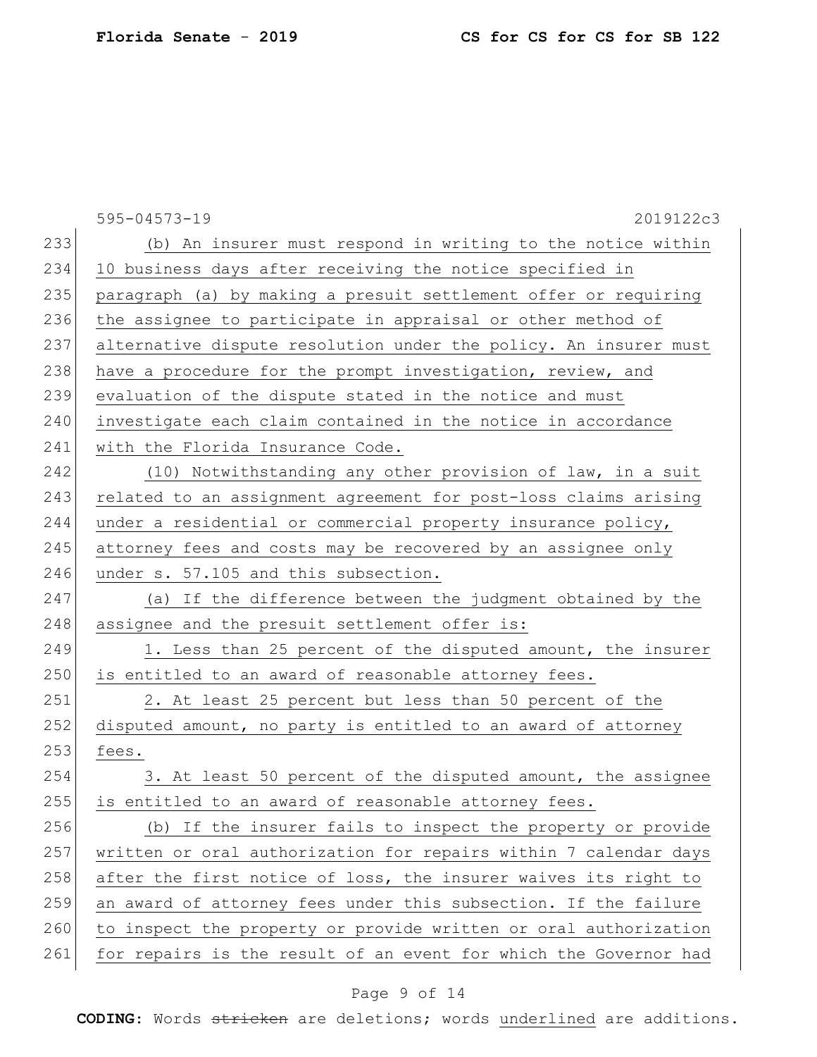(b) An insurer must respond in writing to the notice within 10 business days after receiving the notice specified in paragraph (a) by making a presuit settlement offer or requiring the assignee to participate in appraisal or other method of alternative dispute resolution under the policy. An insurer must have a procedure for the prompt investigation, review, and evaluation of the dispute stated in the notice and must investigate each claim contained in the notice in accordance with the Florida Insurance Code.

(10) Notwithstanding any other provision of law, in a suit related to an assignment agreement for post-loss claims arising under a residential or commercial property insurance policy, attorney fees and costs may be recovered by an assignee only under s. 57.105 and this subsection.

(a) If the difference between the judgment obtained by the assignee and the presuit settlement offer is:

1. Less than 25 percent of the disputed amount, the insurer is entitled to an award of reasonable attorney fees.

2. At least 25 percent but less than 50 percent of the disputed amount, no party is entitled to an award of attorney fees.

3. At least 50 percent of the disputed amount, the assignee is entitled to an award of reasonable attorney fees.

(b) If the insurer fails to inspect the property or provide written or oral authorization for repairs within 7 calendar days after the first notice of loss, the insurer waives its right to an award of attorney fees under this subsection. If the failure to inspect the property or provide written or oral authorization for repairs is the result of an event for which the Governor had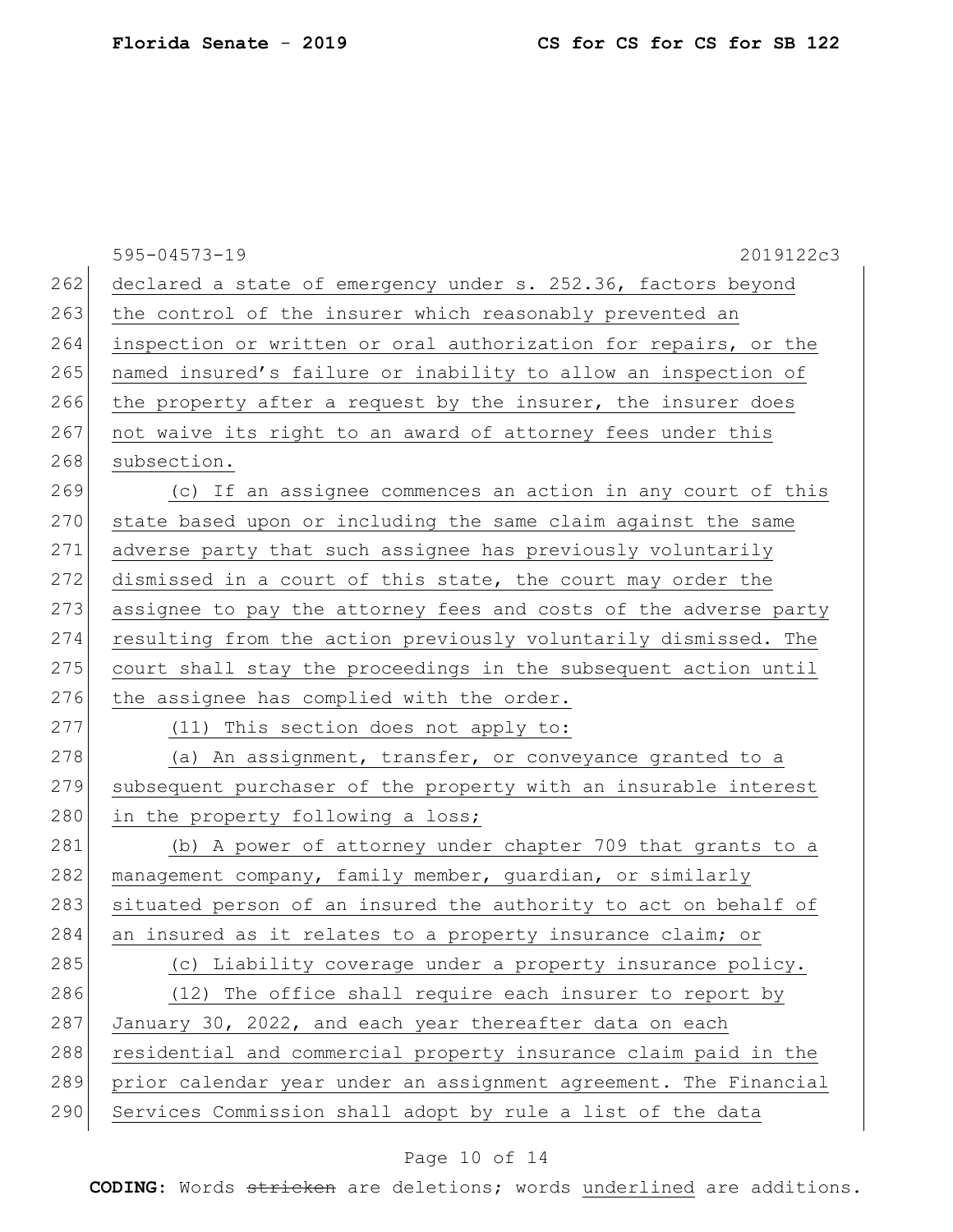declared a state of emergency under s. 252.36, factors beyond the control of the insurer which reasonably prevented an inspection or written or oral authorization for repairs, or the named insured's failure or inability to allow an inspection of the property after a request by the insurer, the insurer does not waive its right to an award of attorney fees under this subsection.

(c) If an assignee commences an action in any court of this state based upon or including the same claim against the same adverse party that such assignee has previously voluntarily dismissed in a court of this state, the court may order the assignee to pay the attorney fees and costs of the adverse party resulting from the action previously voluntarily dismissed. The court shall stay the proceedings in the subsequent action until the assignee has complied with the order.

(11) This section does not apply to:

(a) An assignment, transfer, or conveyance granted to a subsequent purchaser of the property with an insurable interest in the property following a loss;

(b) A power of attorney under chapter 709 that grants to a management company, family member, guardian, or similarly situated person of an insured the authority to act on behalf of an insured as it relates to a property insurance claim; or

(c) Liability coverage under a property insurance policy.

(12) The office shall require each insurer to report by January 30, 2022, and each year thereafter data on each residential and commercial property insurance claim paid in the prior calendar year under an assignment agreement. The Financial Services Commission shall adopt by rule a list of the data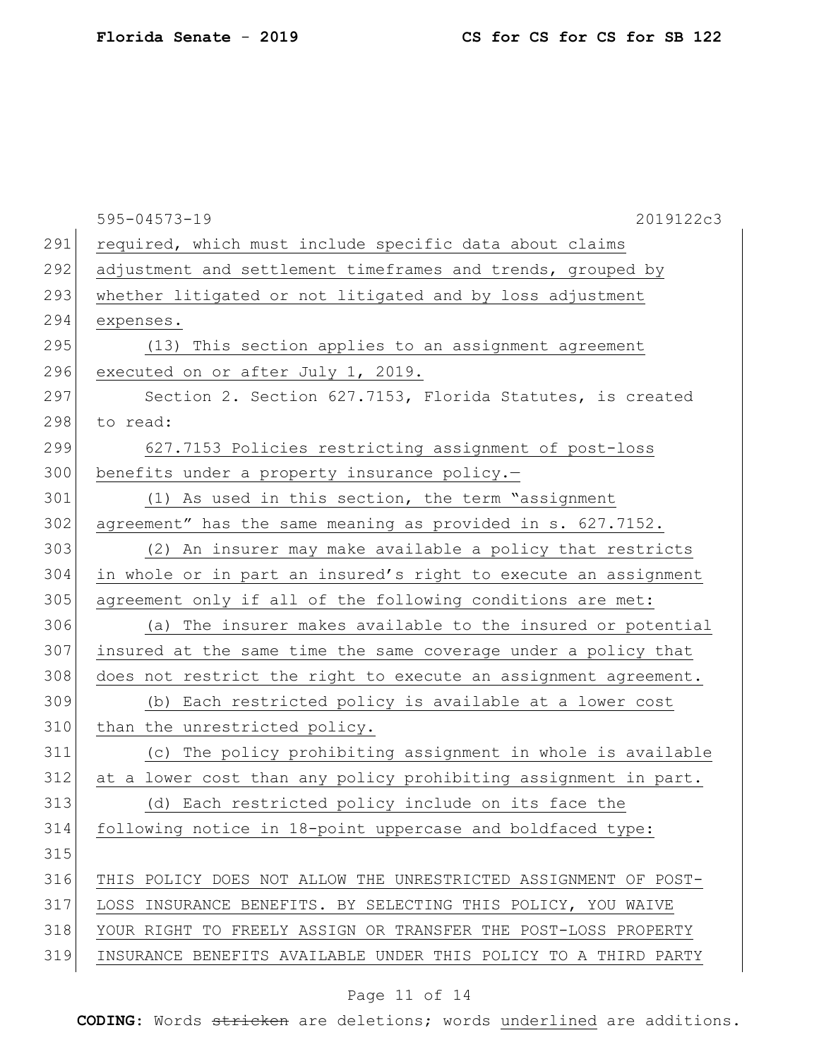required, which must include specific data about claims adjustment and settlement timeframes and trends, grouped by whether litigated or not litigated and by loss adjustment expenses.

(13) This section applies to an assignment agreement executed on or after July 1, 2019.

Section 2. Section 627.7153, Florida Statutes, is created to read:

627.7153 Policies restricting assignment of post-loss benefits under a property insurance policy.—

(1) As used in this section, the term "assignment agreement" has the same meaning as provided in s. 627.7152.

(2) An insurer may make available a policy that restricts in whole or in part an insured's right to execute an assignment agreement only if all of the following conditions are met:

(a) The insurer makes available to the insured or potential insured at the same time the same coverage under a policy that does not restrict the right to execute an assignment agreement.

(b) Each restricted policy is available at a lower cost than the unrestricted policy.

(c) The policy prohibiting assignment in whole is available at a lower cost than any policy prohibiting assignment in part.

(d) Each restricted policy include on its face the following notice in 18-point uppercase and boldfaced type:

THIS POLICY DOES NOT ALLOW THE UNRESTRICTED ASSIGNMENT OF POST-LOSS INSURANCE BENEFITS. BY SELECTING THIS POLICY, YOU WAIVE YOUR RIGHT TO FREELY ASSIGN OR TRANSFER THE POST-LOSS PROPERTY INSURANCE BENEFITS AVAILABLE UNDER THIS POLICY TO A THIRD PARTY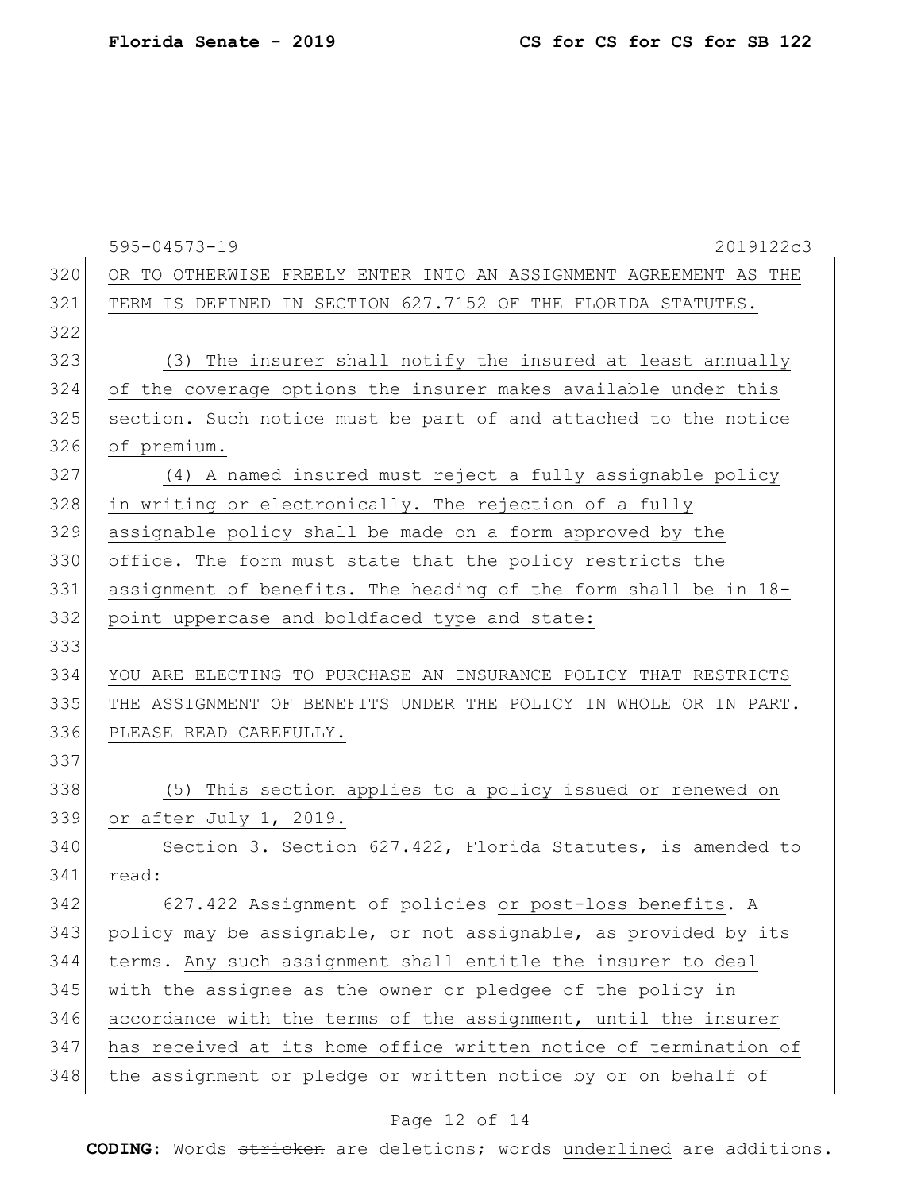595-04573-19 2019122c3

OR TO OTHERWISE FREELY ENTER INTO AN ASSIGNMENT AGREEMENT AS THE TERM IS DEFINED IN SECTION 627.7152 OF THE FLORIDA STATUTES.

(3) The insurer shall notify the insured at least annually of the coverage options the insurer makes available under this section. Such notice must be part of and attached to the notice of premium.

(4) A named insured must reject a fully assignable policy in writing or electronically. The rejection of a fully assignable policy shall be made on a form approved by the office. The form must state that the policy restricts the assignment of benefits. The heading of the form shall be in 18-point uppercase and boldfaced type and state:

YOU ARE ELECTING TO PURCHASE AN INSURANCE POLICY THAT RESTRICTS THE ASSIGNMENT OF BENEFITS UNDER THE POLICY IN WHOLE OR IN PART. PLEASE READ CAREFULLY.

(5) This section applies to a policy issued or renewed on or after July 1, 2019.

Section 3. Section 627.422, Florida Statutes, is amended to read:

627.422 Assignment of policies or post-loss benefits.—A policy may be assignable, or not assignable, as provided by its terms. Any such assignment shall entitle the insurer to deal with the assignee as the owner or pledgee of the policy in accordance with the terms of the assignment, until the insurer has received at its home office written notice of termination of the assignment or pledge or written notice by or on behalf of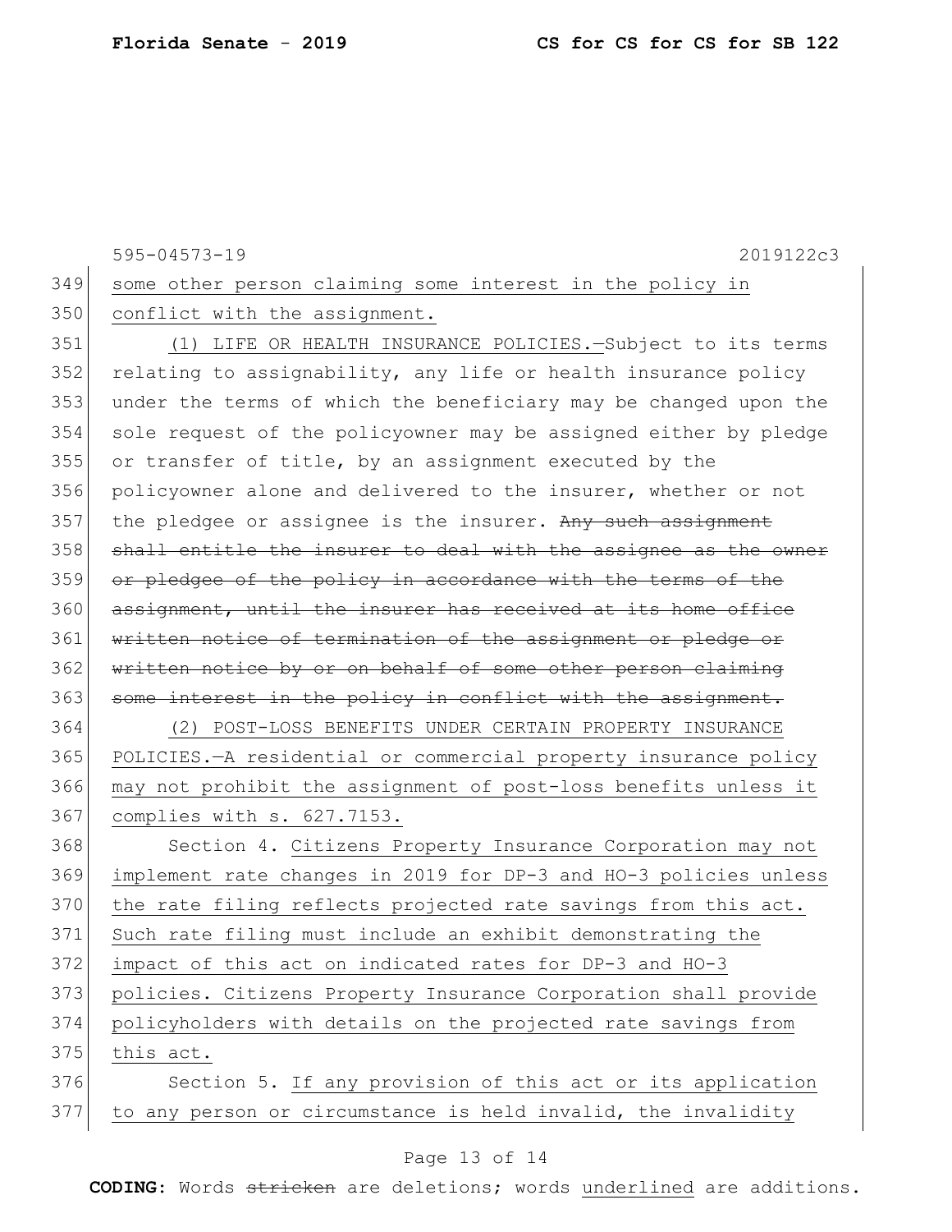some other person claiming some interest in the policy in conflict with the assignment.

(1) LIFE OR HEALTH INSURANCE POLICIES.—Subject to its terms relating to assignability, any life or health insurance policy under the terms of which the beneficiary may be changed upon the sole request of the policyowner may be assigned either by pledge or transfer of title, by an assignment executed by the policyowner alone and delivered to the insurer, whether or not the pledgee or assignee is the insurer. ~~Any such assignment shall entitle the insurer to deal with the assignee as the owner or pledgee of the policy in accordance with the terms of the assignment, until the insurer has received at its home office written notice of termination of the assignment or pledge or written notice by or on behalf of some other person claiming some interest in the policy in conflict with the assignment.~~

(2) POST-LOSS BENEFITS UNDER CERTAIN PROPERTY INSURANCE POLICIES.—A residential or commercial property insurance policy may not prohibit the assignment of post-loss benefits unless it complies with s. 627.7153.

Section 4. Citizens Property Insurance Corporation may not implement rate changes in 2019 for DP-3 and HO-3 policies unless the rate filing reflects projected rate savings from this act. Such rate filing must include an exhibit demonstrating the impact of this act on indicated rates for DP-3 and HO-3 policies. Citizens Property Insurance Corporation shall provide policyholders with details on the projected rate savings from this act.

Section 5. If any provision of this act or its application to any person or circumstance is held invalid, the invalidity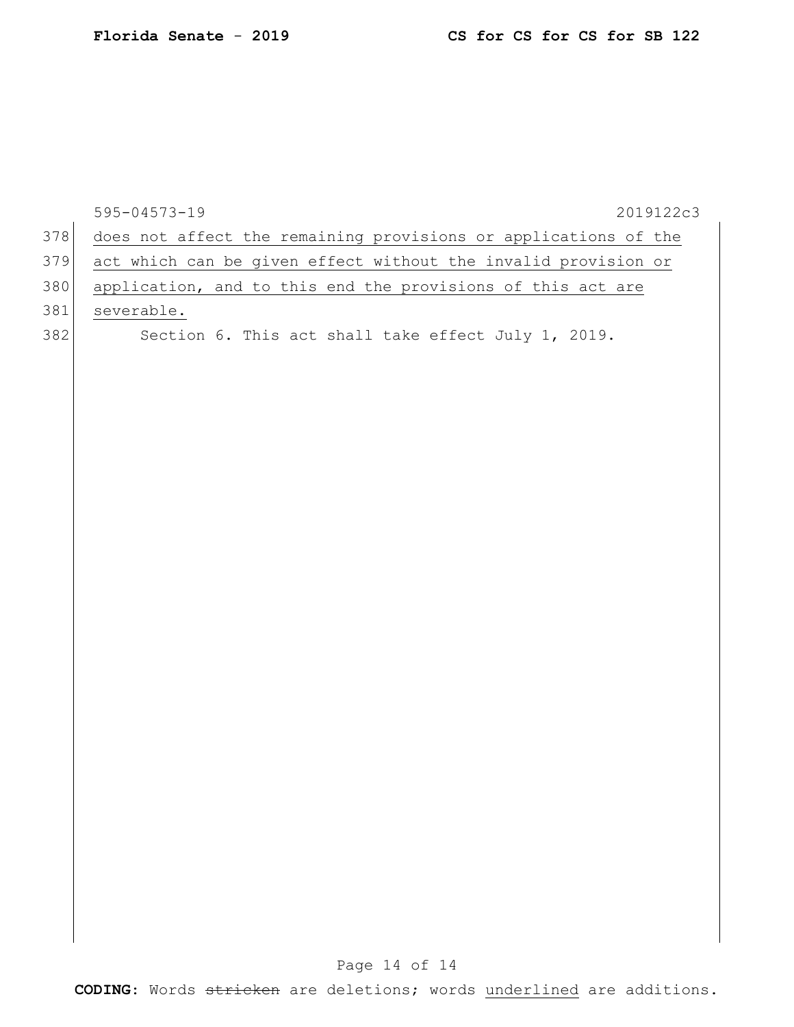does not affect the remaining provisions or applications of the act which can be given effect without the invalid provision or application, and to this end the provisions of this act are severable.

Section 6. This act shall take effect July 1, 2019.